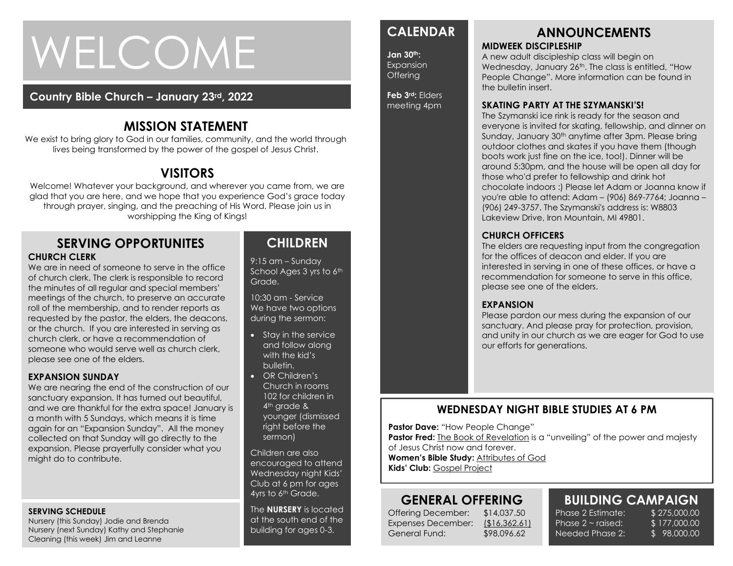# WELCOME

**Country Bible Church – January 23rd, 2022**

## MISSION STATEMENT

We exist to bring glory to God in our families, community, and the world through lives being transformed by the power of the gospel of Jesus Christ.

## VISITORS

Welcome! Whatever your background, and wherever you came from, we are glad that you are here, and we hope that you experience God's grace today through prayer, singing, and the preaching of His Word. Please join us in worshipping the King of Kings!

## SERVING OPPORTUNITES

### CHURCH CLERK

We are in need of someone to serve in the office of church clerk. The clerk is responsible to record the minutes of all regular and special members' meetings of the church, to preserve an accurate roll of the membership, and to render reports as requested by the pastor, the elders, the deacons, or the church. If you are interested in serving as church clerk, or have a recommendation of someone who would serve well as church clerk, please see one of the elders.

### EXPANSION SUNDAY

We are nearing the end of the construction of our sanctuary expansion. It has turned out beautiful, and we are thankful for the extra space! January is a month with 5 Sundays, which means it is time again for an "Expansion Sunday". All the money collected on that Sunday will go directly to the expansion. Please prayerfully consider what you might do to contribute.

### SERVING SCHEDULE

Nursery (this Sunday) Jodie and Brenda
Nursery (next Sunday) Kathy and Stephanie
Cleaning (this week) Jim and Leanne

## CHILDREN

9:15 am – Sunday School Ages 3 yrs to 6th Grade.

10:30 am - Service
We have two options during the sermon:

- Stay in the service and follow along with the kid's bulletin.
- OR Children's Church in rooms 102 for children in 4th grade & younger (dismissed right before the sermon)

Children are also encouraged to attend Wednesday night Kids' Club at 6 pm for ages 4yrs to 6th Grade.

The **NURSERY** is located at the south end of the building for ages 0-3.

## CALENDAR

**Jan 30th:** Expansion Offering

**Feb 3rd:** Elders meeting 4pm

## ANNOUNCEMENTS

### MIDWEEK DISCIPLESHIP

A new adult discipleship class will begin on Wednesday, January 26th. The class is entitled, "How People Change". More information can be found in the bulletin insert.

### SKATING PARTY AT THE SZYMANSKI'S!

The Szymanski ice rink is ready for the season and everyone is invited for skating, fellowship, and dinner on Sunday, January 30th anytime after 3pm. Please bring outdoor clothes and skates if you have them (though boots work just fine on the ice, too!). Dinner will be around 5:30pm, and the house will be open all day for those who'd prefer to fellowship and drink hot chocolate indoors :) Please let Adam or Joanna know if you're able to attend: Adam – (906) 869-7764; Joanna – (906) 249-3757. The Szymanski's address is: W8803 Lakeview Drive, Iron Mountain, MI 49801.

### CHURCH OFFICERS

The elders are requesting input from the congregation for the offices of deacon and elder. If you are interested in serving in one of these offices, or have a recommendation for someone to serve in this office, please see one of the elders.

### EXPANSION

Please pardon our mess during the expansion of our sanctuary. And please pray for protection, provision, and unity in our church as we are eager for God to use our efforts for generations.

## WEDNESDAY NIGHT BIBLE STUDIES AT 6 PM

**Pastor Dave:** "How People Change"
**Pastor Fred:** The Book of Revelation is a "unveiling" of the power and majesty of Jesus Christ now and forever.
**Women's Bible Study:** Attributes of God
**Kids' Club:** Gospel Project

## GENERAL OFFERING

| | |
|---|---|
| Offering December: | $14,037.50 |
| Expenses December: | ($16,362.61) |
| General Fund: | $98,096.62 |

## BUILDING CAMPAIGN

| | |
|---|---|
| Phase 2 Estimate: | $ 275,000.00 |
| Phase 2 ~ raised: | $ 177,000.00 |
| Needed Phase 2: | $ 98,000.00 |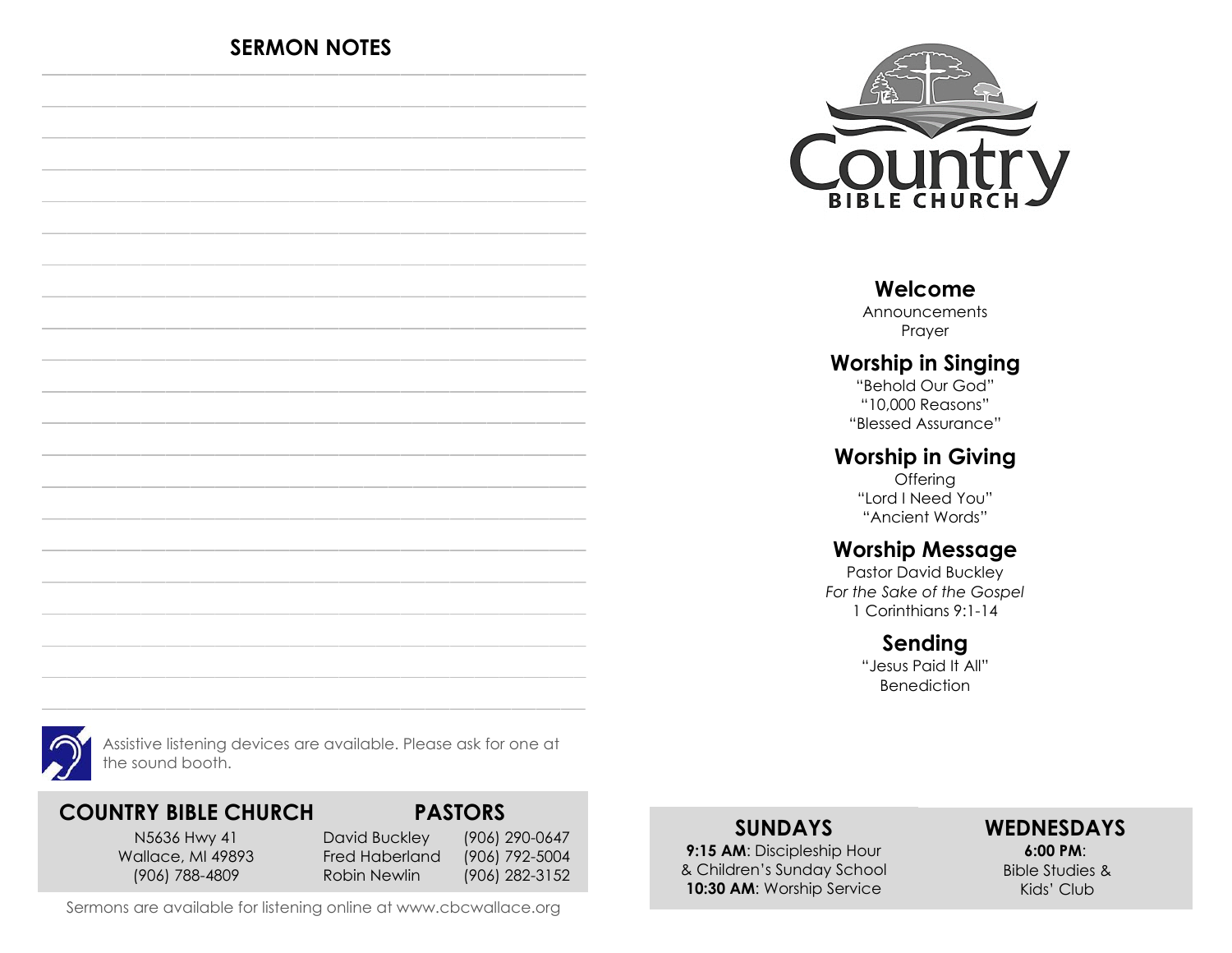## SERMON NOTES

Assistive listening devices are available. Please ask for one at the sound booth.

### COUNTRY BIBLE CHURCH

N5636 Hwy 41
Wallace, MI 49893
(906) 788-4809

### PASTORS

| | |
|---|---|
| David Buckley | (906) 290-0647 |
| Fred Haberland | (906) 792-5004 |
| Robin Newlin | (906) 282-3152 |

Sermons are available for listening online at www.cbcwallace.org

# Country BIBLE CHURCH

## Welcome

Announcements
Prayer

## Worship in Singing

"Behold Our God"
"10,000 Reasons"
"Blessed Assurance"

## Worship in Giving

Offering
"Lord I Need You"
"Ancient Words"

## Worship Message

Pastor David Buckley
*For the Sake of the Gospel*
1 Corinthians 9:1-14

## Sending

"Jesus Paid It All"
Benediction

### SUNDAYS

**9:15 AM**: Discipleship Hour & Children's Sunday School
**10:30 AM**: Worship Service

### WEDNESDAYS

**6:00 PM**:
Bible Studies & Kids' Club